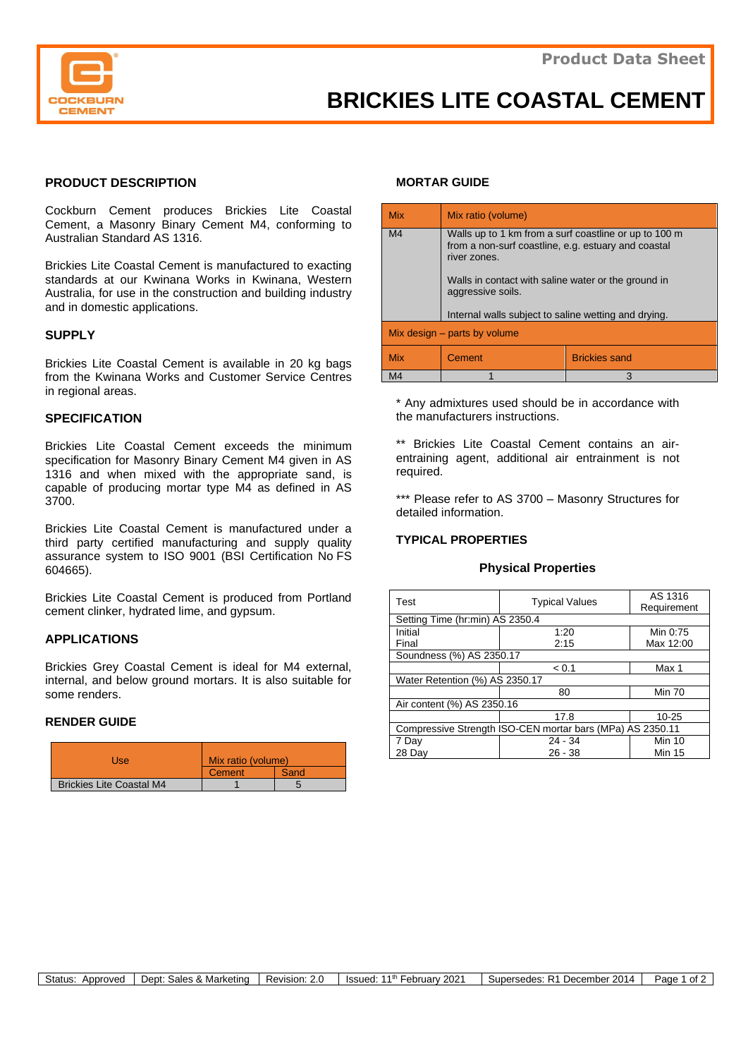# BRICKIES LITE COASTAL CEMENT

Product Data Sheet

## PRODUCT DESCRIPTION

Cockburn Cement produces Brickies Lite Coastal Cement, a Masonry Binary Cement M4, conforming to Australian Standard AS 1316.

Brickies Lite Coastal Cement is manufactured to exacting standards at our Kwinana Works in Kwinana, Western Australia, for use in the construction and building industry and in domestic applications.

## SUPPLY

Brickies Lite Coastal Cement is available in 20 kg bags from the Kwinana Works and Customer Service Centres in regional areas.

## SPECIFICATION

Brickies Lite Coastal Cement exceeds the minimum specification for Masonry Binary Cement M4 given in AS 1316 and when mixed with the appropriate sand, is capable of producing mortar type M4 as defined in AS 3700.

Brickies Lite Coastal Cement is manufactured under a third party certified manufacturing and supply quality assurance system to ISO 9001 (BSI Certification No FS 604665).

Brickies Lite Coastal Cement is produced from Portland cement clinker, hydrated lime, and gypsum.

## APPLICATIONS

Brickies Grey Coastal Cement is ideal for M4 external, internal, and below ground mortars. It is also suitable for some renders.

## RENDER GUIDE

| Use | Mix ratio (volume) | |
|---|---|---|
| | Cement | Sand |
| Brickies Lite Coastal M4 | 1 | 5 |

## MORTAR GUIDE

| Mix | Mix ratio (volume) |
|---|---|
| M4 | Walls up to 1 km from a surf coastline or up to 100 m from a non-surf coastline, e.g. estuary and coastal river zones.<br><br>Walls in contact with saline water or the ground in aggressive soils.<br><br>Internal walls subject to saline wetting and drying. |

| Mix design – parts by volume | | |
|---|---|---|
| Mix | Cement | Brickies sand |
| M4 | 1 | 3 |

* Any admixtures used should be in accordance with the manufacturers instructions.

** Brickies Lite Coastal Cement contains an air-entraining agent, additional air entrainment is not required.

*** Please refer to AS 3700 – Masonry Structures for detailed information.

## TYPICAL PROPERTIES

### Physical Properties

| Test | Typical Values | AS 1316 Requirement |
|---|---|---|
| Setting Time (hr:min) AS 2350.4 | | |
| Initial | 1:20 | Min 0:75 |
| Final | 2:15 | Max 12:00 |
| Soundness (%) AS 2350.17 | | |
| | < 0.1 | Max 1 |
| Water Retention (%) AS 2350.17 | | |
| | 80 | Min 70 |
| Air content (%) AS 2350.16 | | |
| | 17.8 | 10-25 |
| Compressive Strength ISO-CEN mortar bars (MPa) AS 2350.11 | | |
| 7 Day | 24 - 34 | Min 10 |
| 28 Day | 26 - 38 | Min 15 |

| Status: Approved | Dept: Sales & Marketing | Revision: 2.0 | Issued: 11th February 2021 | Supersedes: R1 December 2014 |
|---|---|---|---|---|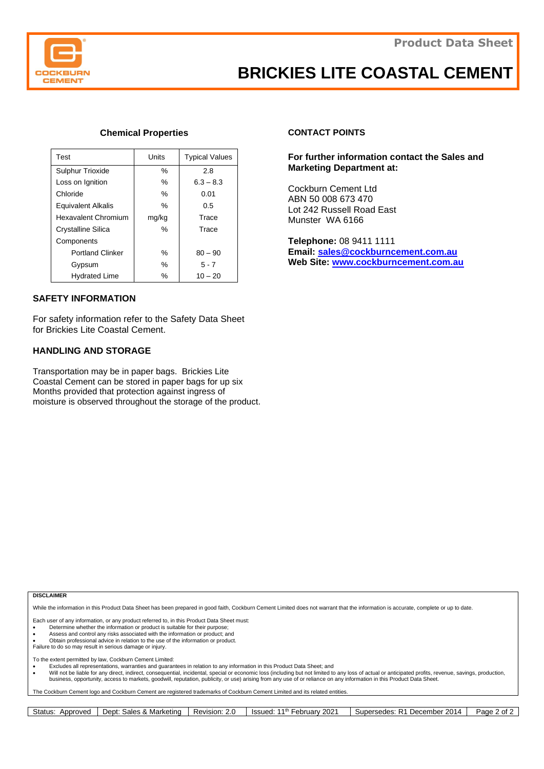# BRICKIES LITE COASTAL CEMENT

### Chemical Properties

| Test | Units | Typical Values |
|---|---|---|
| Sulphur Trioxide | % | 2.8 |
| Loss on Ignition | % | 6.3 – 8.3 |
| Chloride | % | 0.01 |
| Equivalent Alkalis | % | 0.5 |
| Hexavalent Chromium | mg/kg | Trace |
| Crystalline Silica | % | Trace |
| Components | | |
| Portland Clinker | % | 80 – 90 |
| Gypsum | % | 5 - 7 |
| Hydrated Lime | % | 10 – 20 |

### SAFETY INFORMATION

For safety information refer to the Safety Data Sheet for Brickies Lite Coastal Cement.

### HANDLING AND STORAGE

Transportation may be in paper bags. Brickies Lite Coastal Cement can be stored in paper bags for up six Months provided that protection against ingress of moisture is observed throughout the storage of the product.

### CONTACT POINTS

**For further information contact the Sales and Marketing Department at:**

Cockburn Cement Ltd
ABN 50 008 673 470
Lot 242 Russell Road East
Munster WA 6166

**Telephone:** 08 9411 1111
**Email:** **sales@cockburncement.com.au**
**Web Site:** **www.cockburncement.com.au**

**DISCLAIMER**

While the information in this Product Data Sheet has been prepared in good faith, Cockburn Cement Limited does not warrant that the information is accurate, complete or up to date.

Each user of any information, or any product referred to, in this Product Data Sheet must:

- Determine whether the information or product is suitable for their purpose;
- Assess and control any risks associated with the information or product; and
- Obtain professional advice in relation to the use of the information or product.

Failure to do so may result in serious damage or injury.

To the extent permitted by law, Cockburn Cement Limited:

- Excludes all representations, warranties and guarantees in relation to any information in this Product Data Sheet; and
- Will not be liable for any direct, indirect, consequential, incidental, special or economic loss (including but not limited to any loss of actual or anticipated profits, revenue, savings, production, business, opportunity, access to markets, goodwill, reputation, publicity, or use) arising from any use of or reliance on any information in this Product Data Sheet.

The Cockburn Cement logo and Cockburn Cement are registered trademarks of Cockburn Cement Limited and its related entities.

| Status: Approved | Dept: Sales & Marketing | Revision: 2.0 | Issued: 11th February 2021 | Supersedes: R1 December 2014 |
|---|---|---|---|---|